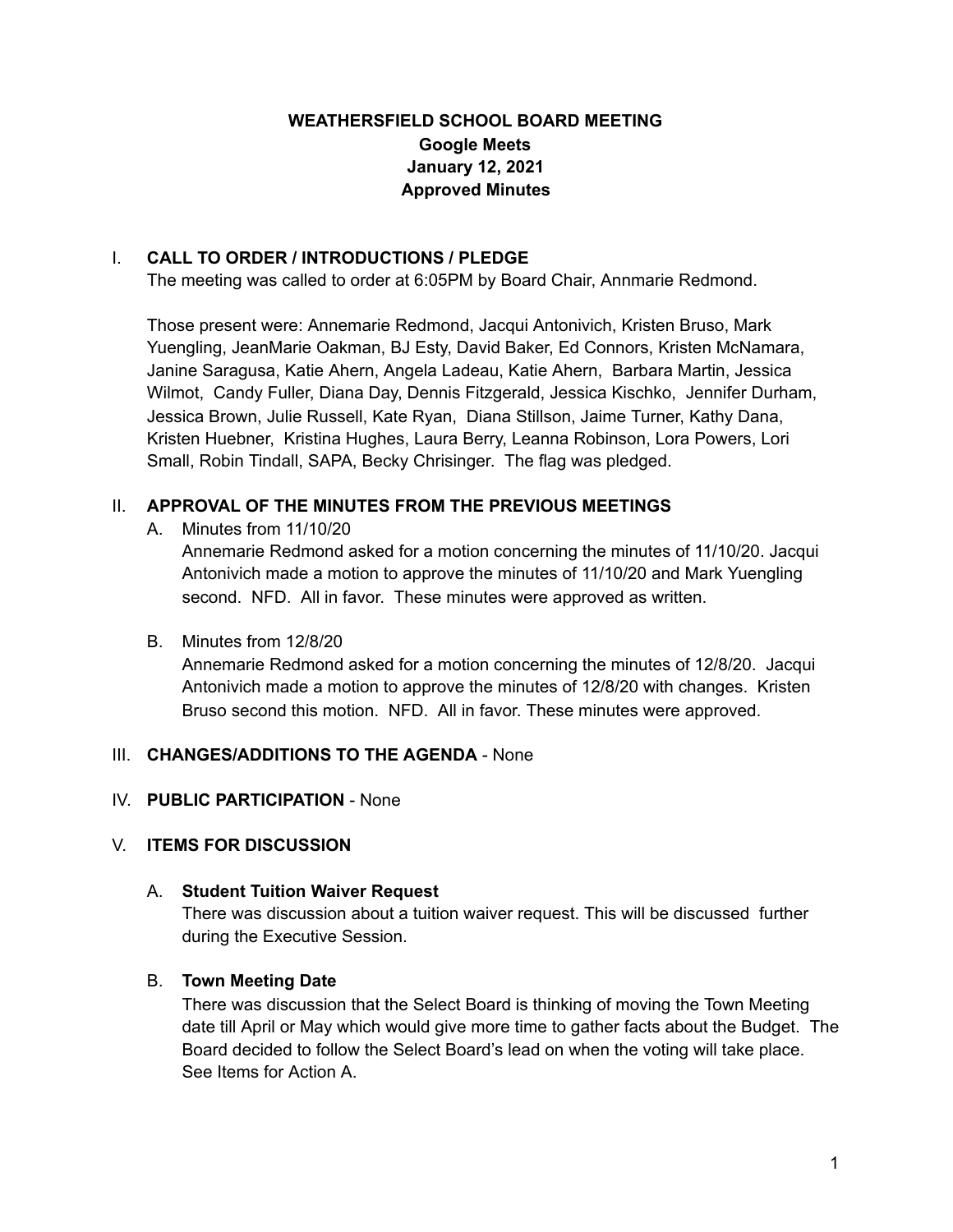**WEATHERSFIELD SCHOOL BOARD MEETING**
**Google Meets**
**January 12, 2021**
**Approved Minutes**

I. **CALL TO ORDER / INTRODUCTIONS / PLEDGE**
The meeting was called to order at 6:05PM by Board Chair, Annmarie Redmond.

Those present were: Annemarie Redmond, Jacqui Antonivich, Kristen Bruso, Mark Yuengling, JeanMarie Oakman, BJ Esty, David Baker, Ed Connors, Kristen McNamara, Janine Saragusa, Katie Ahern, Angela Ladeau, Katie Ahern, Barbara Martin, Jessica Wilmot, Candy Fuller, Diana Day, Dennis Fitzgerald, Jessica Kischko, Jennifer Durham, Jessica Brown, Julie Russell, Kate Ryan, Diana Stillson, Jaime Turner, Kathy Dana, Kristen Huebner, Kristina Hughes, Laura Berry, Leanna Robinson, Lora Powers, Lori Small, Robin Tindall, SAPA, Becky Chrisinger. The flag was pledged.

II. **APPROVAL OF THE MINUTES FROM THE PREVIOUS MEETINGS**

A. Minutes from 11/10/20
Annemarie Redmond asked for a motion concerning the minutes of 11/10/20. Jacqui Antonivich made a motion to approve the minutes of 11/10/20 and Mark Yuengling second. NFD. All in favor. These minutes were approved as written.

B. Minutes from 12/8/20
Annemarie Redmond asked for a motion concerning the minutes of 12/8/20. Jacqui Antonivich made a motion to approve the minutes of 12/8/20 with changes. Kristen Bruso second this motion. NFD. All in favor. These minutes were approved.

III. **CHANGES/ADDITIONS TO THE AGENDA** - None

IV. **PUBLIC PARTICIPATION** - None

V. **ITEMS FOR DISCUSSION**

A. **Student Tuition Waiver Request**
There was discussion about a tuition waiver request. This will be discussed further during the Executive Session.

B. **Town Meeting Date**
There was discussion that the Select Board is thinking of moving the Town Meeting date till April or May which would give more time to gather facts about the Budget. The Board decided to follow the Select Board's lead on when the voting will take place. See Items for Action A.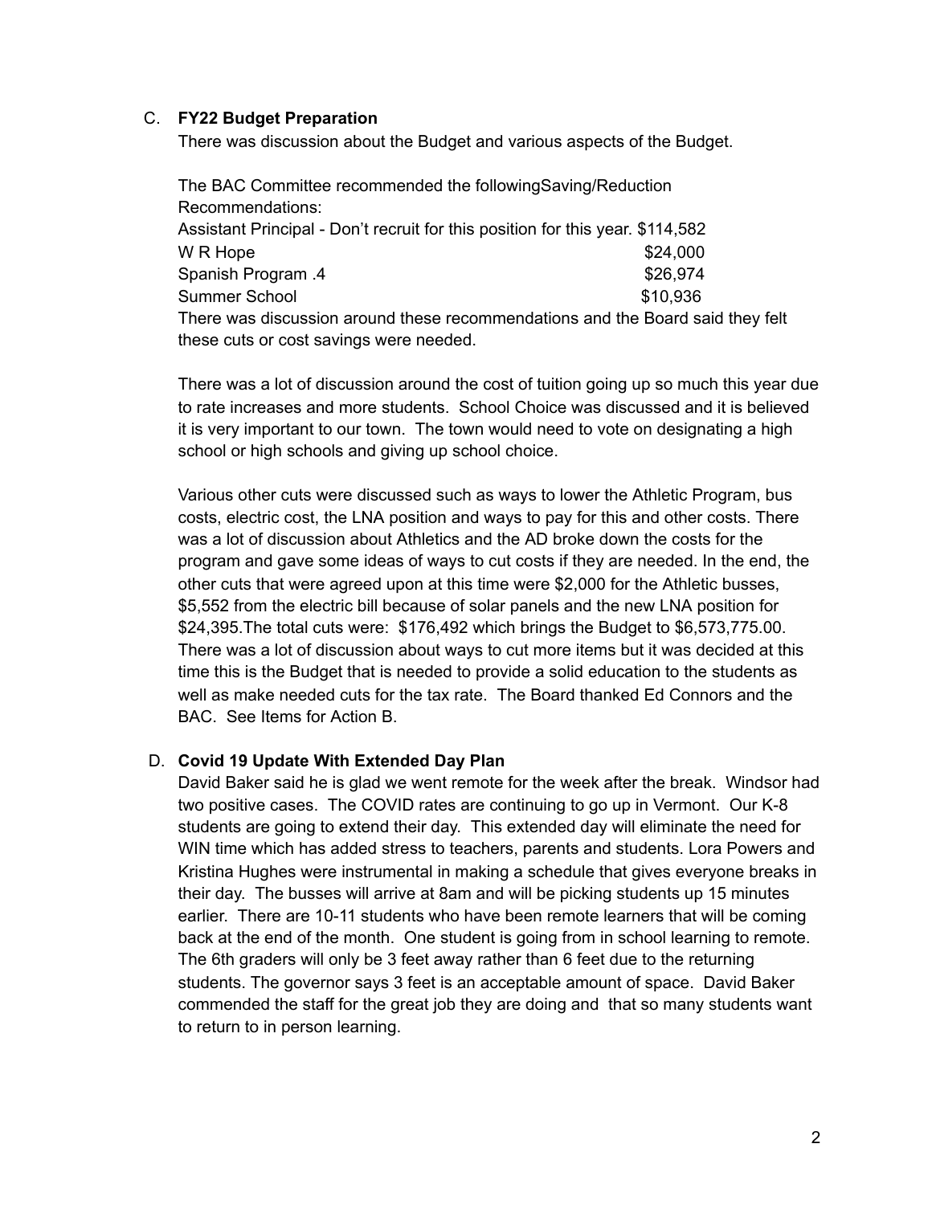C. **FY22 Budget Preparation**

There was discussion about the Budget and various aspects of the Budget.

The BAC Committee recommended the followingSaving/Reduction Recommendations:

| | |
|---|---|
| Assistant Principal - Don't recruit for this position for this year. | $114,582 |
| W R Hope | $24,000 |
| Spanish Program .4 | $26,974 |
| Summer School | $10,936 |

There was discussion around these recommendations and the Board said they felt these cuts or cost savings were needed.

There was a lot of discussion around the cost of tuition going up so much this year due to rate increases and more students. School Choice was discussed and it is believed it is very important to our town. The town would need to vote on designating a high school or high schools and giving up school choice.

Various other cuts were discussed such as ways to lower the Athletic Program, bus costs, electric cost, the LNA position and ways to pay for this and other costs. There was a lot of discussion about Athletics and the AD broke down the costs for the program and gave some ideas of ways to cut costs if they are needed. In the end, the other cuts that were agreed upon at this time were $2,000 for the Athletic busses, $5,552 from the electric bill because of solar panels and the new LNA position for $24,395.The total cuts were: $176,492 which brings the Budget to $6,573,775.00. There was a lot of discussion about ways to cut more items but it was decided at this time this is the Budget that is needed to provide a solid education to the students as well as make needed cuts for the tax rate. The Board thanked Ed Connors and the BAC. See Items for Action B.

D. **Covid 19 Update With Extended Day Plan**

David Baker said he is glad we went remote for the week after the break. Windsor had two positive cases. The COVID rates are continuing to go up in Vermont. Our K-8 students are going to extend their day. This extended day will eliminate the need for WIN time which has added stress to teachers, parents and students. Lora Powers and Kristina Hughes were instrumental in making a schedule that gives everyone breaks in their day. The busses will arrive at 8am and will be picking students up 15 minutes earlier. There are 10-11 students who have been remote learners that will be coming back at the end of the month. One student is going from in school learning to remote. The 6th graders will only be 3 feet away rather than 6 feet due to the returning students. The governor says 3 feet is an acceptable amount of space. David Baker commended the staff for the great job they are doing and that so many students want to return to in person learning.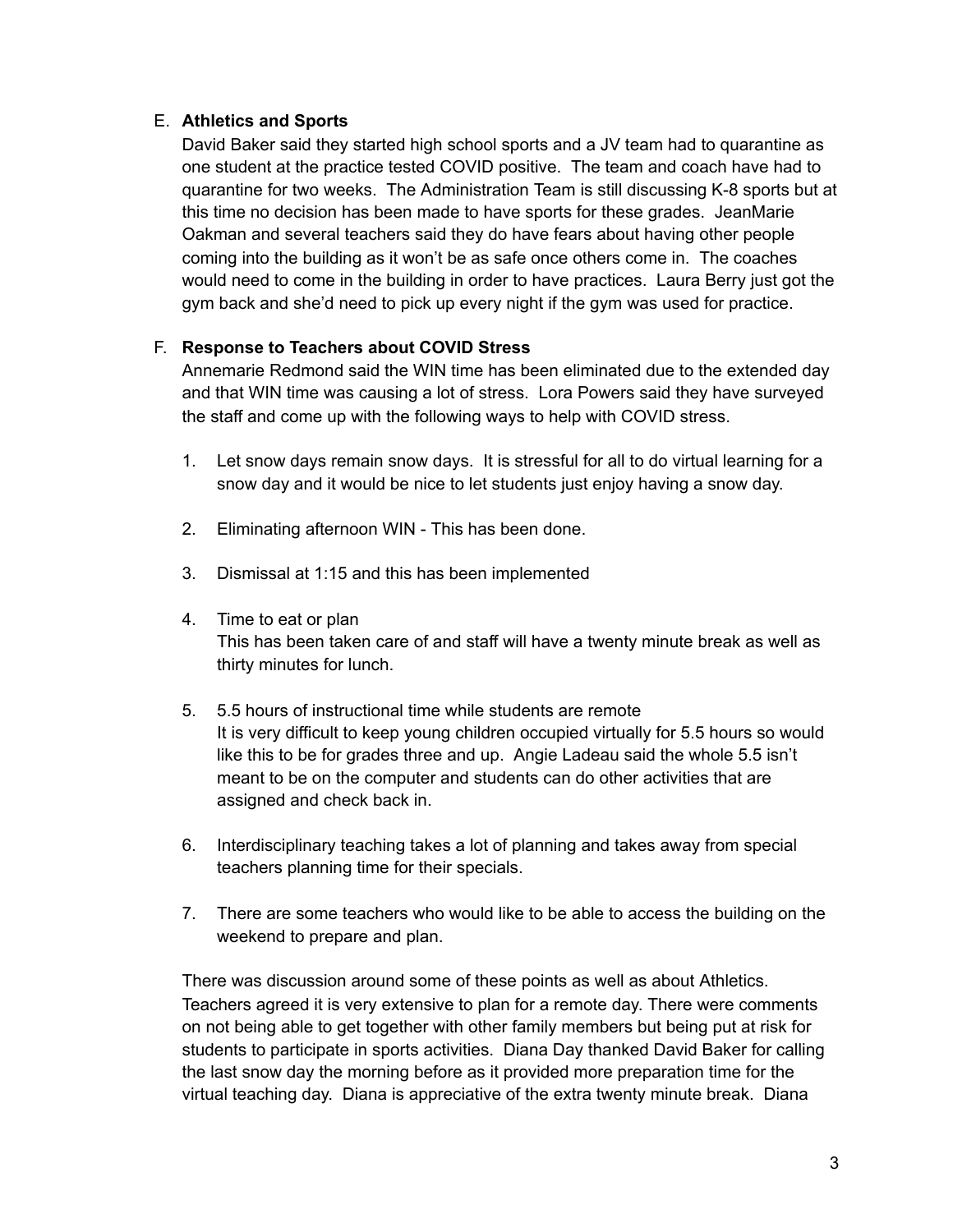E. **Athletics and Sports**

David Baker said they started high school sports and a JV team had to quarantine as one student at the practice tested COVID positive. The team and coach have had to quarantine for two weeks. The Administration Team is still discussing K-8 sports but at this time no decision has been made to have sports for these grades. JeanMarie Oakman and several teachers said they do have fears about having other people coming into the building as it won't be as safe once others come in. The coaches would need to come in the building in order to have practices. Laura Berry just got the gym back and she'd need to pick up every night if the gym was used for practice.

F. **Response to Teachers about COVID Stress**

Annemarie Redmond said the WIN time has been eliminated due to the extended day and that WIN time was causing a lot of stress. Lora Powers said they have surveyed the staff and come up with the following ways to help with COVID stress.

1. Let snow days remain snow days. It is stressful for all to do virtual learning for a snow day and it would be nice to let students just enjoy having a snow day.

2. Eliminating afternoon WIN - This has been done.

3. Dismissal at 1:15 and this has been implemented

4. Time to eat or plan
   This has been taken care of and staff will have a twenty minute break as well as thirty minutes for lunch.

5. 5.5 hours of instructional time while students are remote
   It is very difficult to keep young children occupied virtually for 5.5 hours so would like this to be for grades three and up. Angie Ladeau said the whole 5.5 isn't meant to be on the computer and students can do other activities that are assigned and check back in.

6. Interdisciplinary teaching takes a lot of planning and takes away from special teachers planning time for their specials.

7. There are some teachers who would like to be able to access the building on the weekend to prepare and plan.

There was discussion around some of these points as well as about Athletics. Teachers agreed it is very extensive to plan for a remote day. There were comments on not being able to get together with other family members but being put at risk for students to participate in sports activities. Diana Day thanked David Baker for calling the last snow day the morning before as it provided more preparation time for the virtual teaching day. Diana is appreciative of the extra twenty minute break. Diana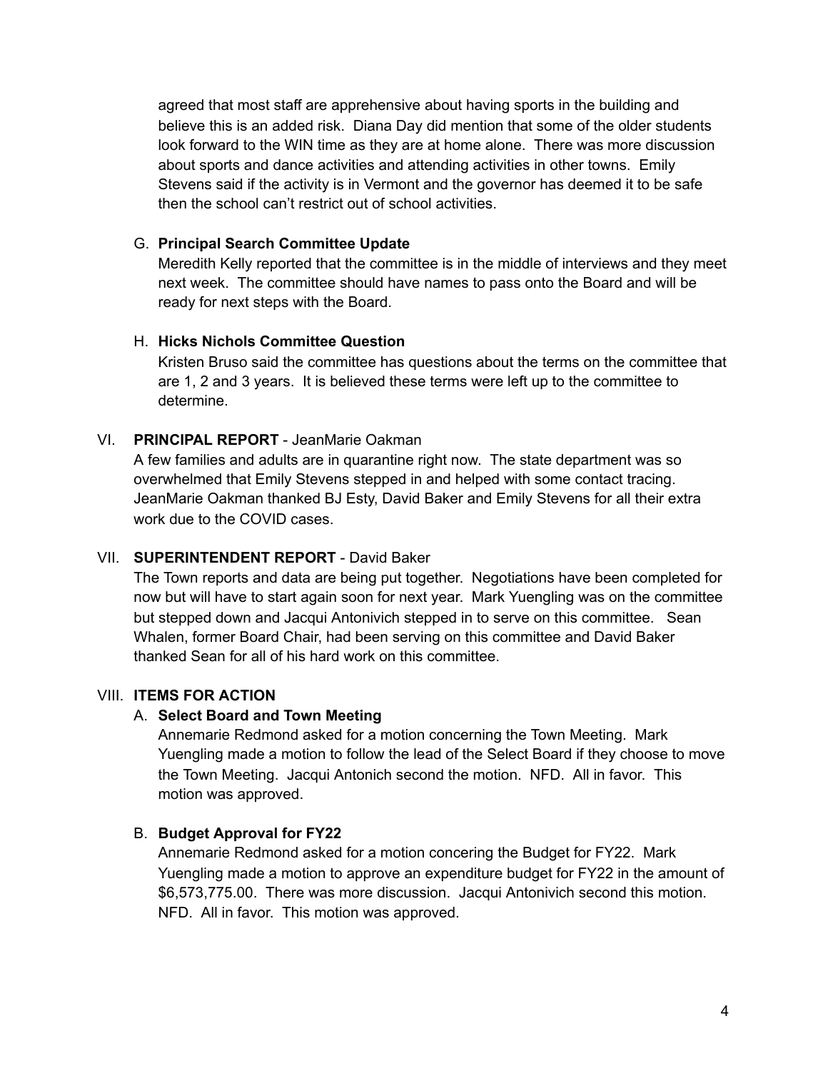agreed that most staff are apprehensive about having sports in the building and believe this is an added risk. Diana Day did mention that some of the older students look forward to the WIN time as they are at home alone. There was more discussion about sports and dance activities and attending activities in other towns. Emily Stevens said if the activity is in Vermont and the governor has deemed it to be safe then the school can't restrict out of school activities.

G. **Principal Search Committee Update**
Meredith Kelly reported that the committee is in the middle of interviews and they meet next week. The committee should have names to pass onto the Board and will be ready for next steps with the Board.

H. **Hicks Nichols Committee Question**
Kristen Bruso said the committee has questions about the terms on the committee that are 1, 2 and 3 years. It is believed these terms were left up to the committee to determine.

VI. **PRINCIPAL REPORT** - JeanMarie Oakman
A few families and adults are in quarantine right now. The state department was so overwhelmed that Emily Stevens stepped in and helped with some contact tracing. JeanMarie Oakman thanked BJ Esty, David Baker and Emily Stevens for all their extra work due to the COVID cases.

VII. **SUPERINTENDENT REPORT** - David Baker
The Town reports and data are being put together. Negotiations have been completed for now but will have to start again soon for next year. Mark Yuengling was on the committee but stepped down and Jacqui Antonivich stepped in to serve on this committee. Sean Whalen, former Board Chair, had been serving on this committee and David Baker thanked Sean for all of his hard work on this committee.

VIII. **ITEMS FOR ACTION**

A. **Select Board and Town Meeting**
Annemarie Redmond asked for a motion concerning the Town Meeting. Mark Yuengling made a motion to follow the lead of the Select Board if they choose to move the Town Meeting. Jacqui Antonich second the motion. NFD. All in favor. This motion was approved.

B. **Budget Approval for FY22**
Annemarie Redmond asked for a motion concering the Budget for FY22. Mark Yuengling made a motion to approve an expenditure budget for FY22 in the amount of $6,573,775.00. There was more discussion. Jacqui Antonivich second this motion. NFD. All in favor. This motion was approved.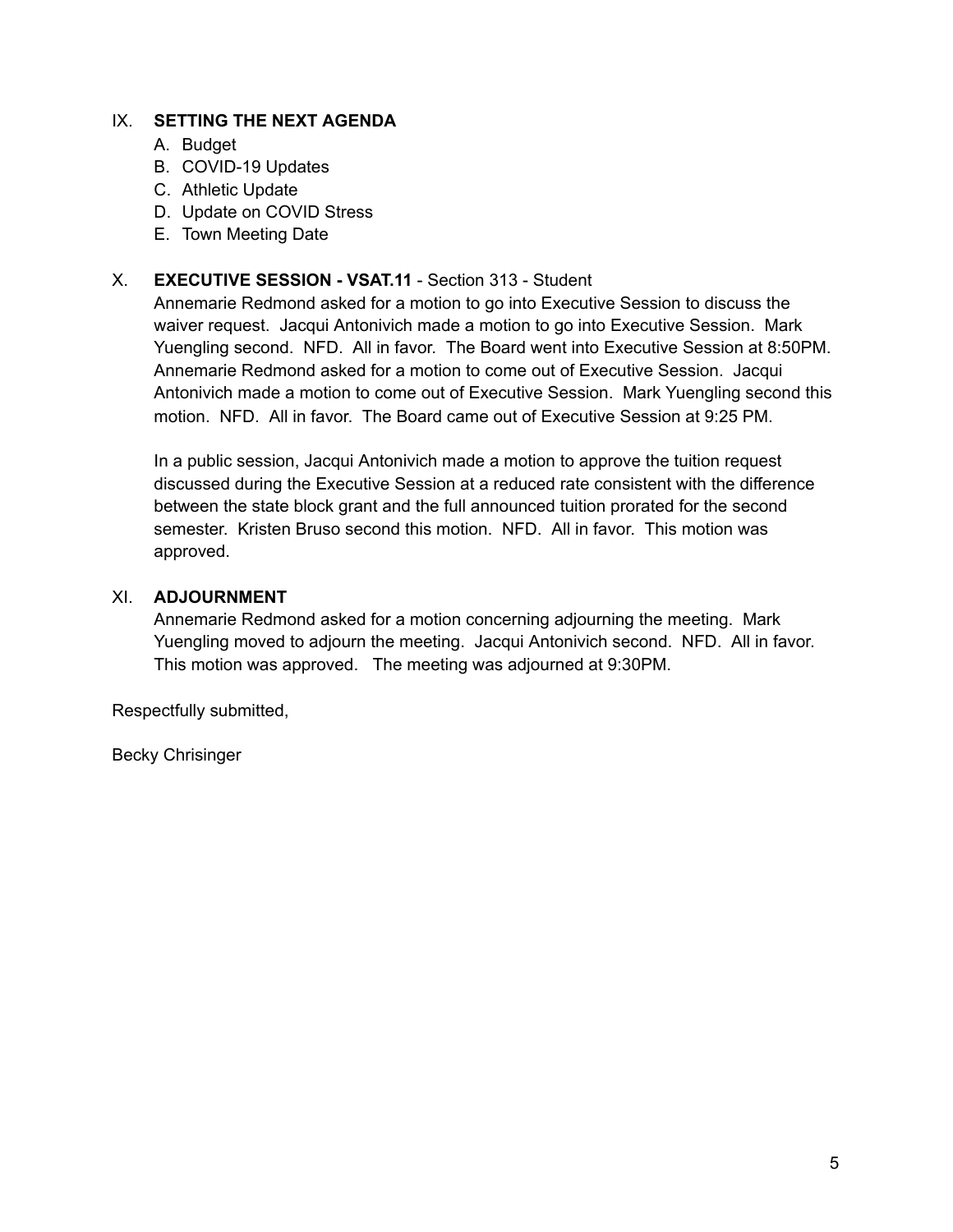IX. **SETTING THE NEXT AGENDA**

A. Budget
B. COVID-19 Updates
C. Athletic Update
D. Update on COVID Stress
E. Town Meeting Date

X. **EXECUTIVE SESSION - VSAT.11** - Section 313 - Student

Annemarie Redmond asked for a motion to go into Executive Session to discuss the waiver request. Jacqui Antonivich made a motion to go into Executive Session. Mark Yuengling second. NFD. All in favor. The Board went into Executive Session at 8:50PM. Annemarie Redmond asked for a motion to come out of Executive Session. Jacqui Antonivich made a motion to come out of Executive Session. Mark Yuengling second this motion. NFD. All in favor. The Board came out of Executive Session at 9:25 PM.

In a public session, Jacqui Antonivich made a motion to approve the tuition request discussed during the Executive Session at a reduced rate consistent with the difference between the state block grant and the full announced tuition prorated for the second semester. Kristen Bruso second this motion. NFD. All in favor. This motion was approved.

XI. **ADJOURNMENT**

Annemarie Redmond asked for a motion concerning adjourning the meeting. Mark Yuengling moved to adjourn the meeting. Jacqui Antonivich second. NFD. All in favor. This motion was approved. The meeting was adjourned at 9:30PM.

Respectfully submitted,

Becky Chrisinger